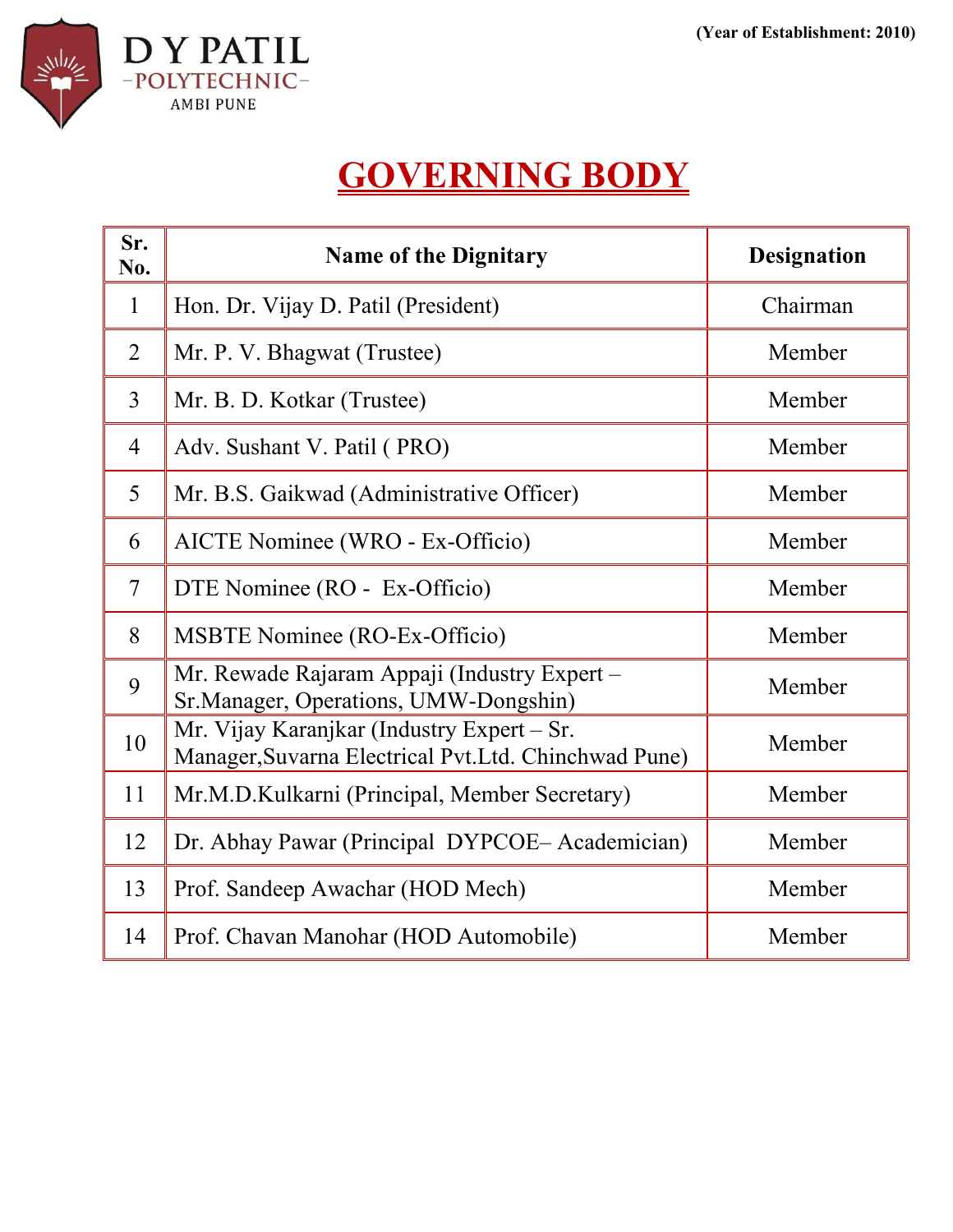D Y PATIL
-POLYTECHNIC-
AMBI PUNE

**(Year of Establishment: 2010)**

# GOVERNING BODY

| Sr. No. | Name of the Dignitary | Designation |
|---|---|---|
| 1 | Hon. Dr. Vijay D. Patil (President) | Chairman |
| 2 | Mr. P. V. Bhagwat (Trustee) | Member |
| 3 | Mr. B. D. Kotkar (Trustee) | Member |
| 4 | Adv. Sushant V. Patil ( PRO) | Member |
| 5 | Mr. B.S. Gaikwad (Administrative Officer) | Member |
| 6 | AICTE Nominee (WRO - Ex-Officio) | Member |
| 7 | DTE Nominee (RO - Ex-Officio) | Member |
| 8 | MSBTE Nominee (RO-Ex-Officio) | Member |
| 9 | Mr. Rewade Rajaram Appaji (Industry Expert – Sr.Manager, Operations, UMW-Dongshin) | Member |
| 10 | Mr. Vijay Karanjkar (Industry Expert – Sr. Manager,Suvarna Electrical Pvt.Ltd. Chinchwad Pune) | Member |
| 11 | Mr.M.D.Kulkarni (Principal, Member Secretary) | Member |
| 12 | Dr. Abhay Pawar (Principal DYPCOE– Academician) | Member |
| 13 | Prof. Sandeep Awachar (HOD Mech) | Member |
| 14 | Prof. Chavan Manohar (HOD Automobile) | Member |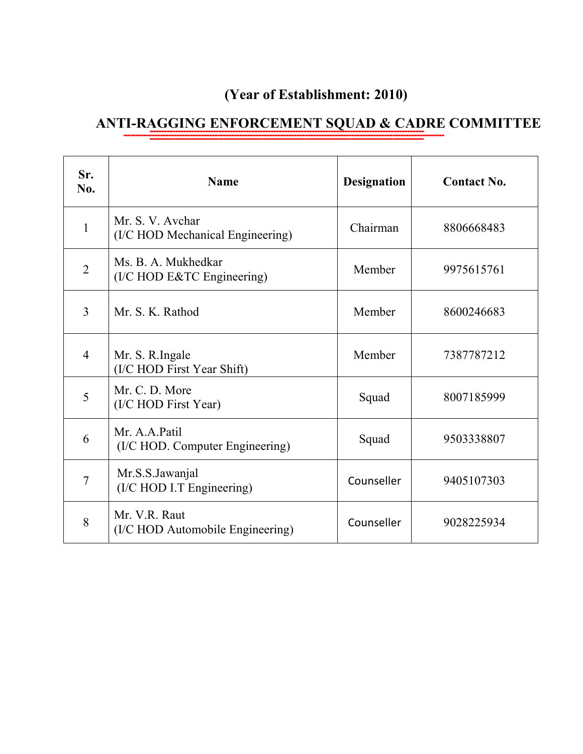**(Year of Establishment: 2010)**

## ANTI-RAGGING ENFORCEMENT SQUAD & CADRE COMMITTEE

| Sr. No. | Name | Designation | Contact No. |
|---|---|---|---|
| 1 | Mr. S. V. Avchar (I/C HOD Mechanical Engineering) | Chairman | 8806668483 |
| 2 | Ms. B. A. Mukhedkar (I/C HOD E&TC Engineering) | Member | 9975615761 |
| 3 | Mr. S. K. Rathod | Member | 8600246683 |
| 4 | Mr. S. R.Ingale (I/C HOD First Year Shift) | Member | 7387787212 |
| 5 | Mr. C. D. More (I/C HOD First Year) | Squad | 8007185999 |
| 6 | Mr. A.A.Patil (I/C HOD. Computer Engineering) | Squad | 9503338807 |
| 7 | Mr.S.S.Jawanjal (I/C HOD I.T Engineering) | Counseller | 9405107303 |
| 8 | Mr. V.R. Raut (I/C HOD Automobile Engineering) | Counseller | 9028225934 |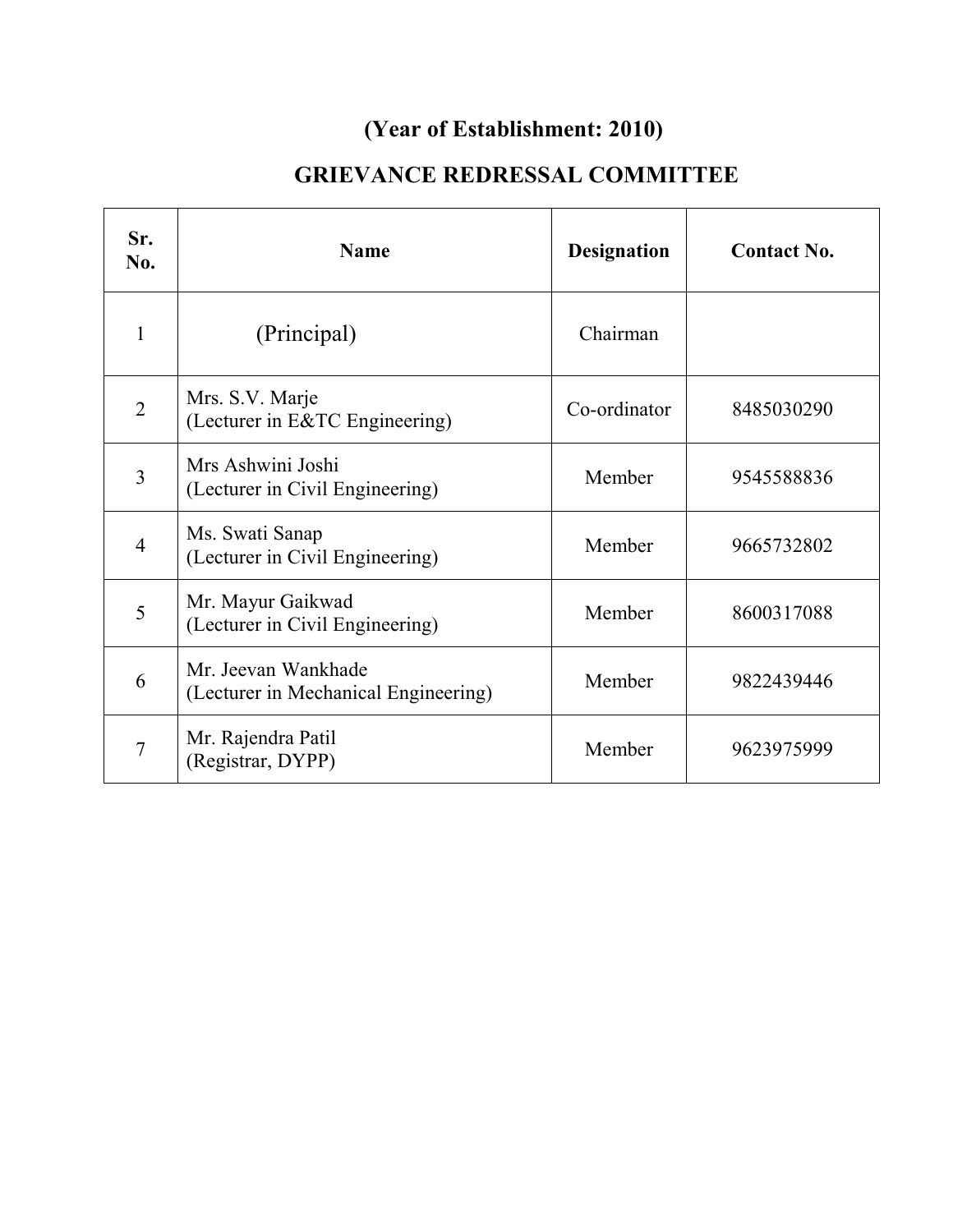## (Year of Establishment: 2010)

## GRIEVANCE REDRESSAL COMMITTEE

| Sr. No. | Name | Designation | Contact No. |
|---|---|---|---|
| 1 | (Principal) | Chairman | |
| 2 | Mrs. S.V. Marje (Lecturer in E&TC Engineering) | Co-ordinator | 8485030290 |
| 3 | Mrs Ashwini Joshi (Lecturer in Civil Engineering) | Member | 9545588836 |
| 4 | Ms. Swati Sanap (Lecturer in Civil Engineering) | Member | 9665732802 |
| 5 | Mr. Mayur Gaikwad (Lecturer in Civil Engineering) | Member | 8600317088 |
| 6 | Mr. Jeevan Wankhade (Lecturer in Mechanical Engineering) | Member | 9822439446 |
| 7 | Mr. Rajendra Patil (Registrar, DYPP) | Member | 9623975999 |